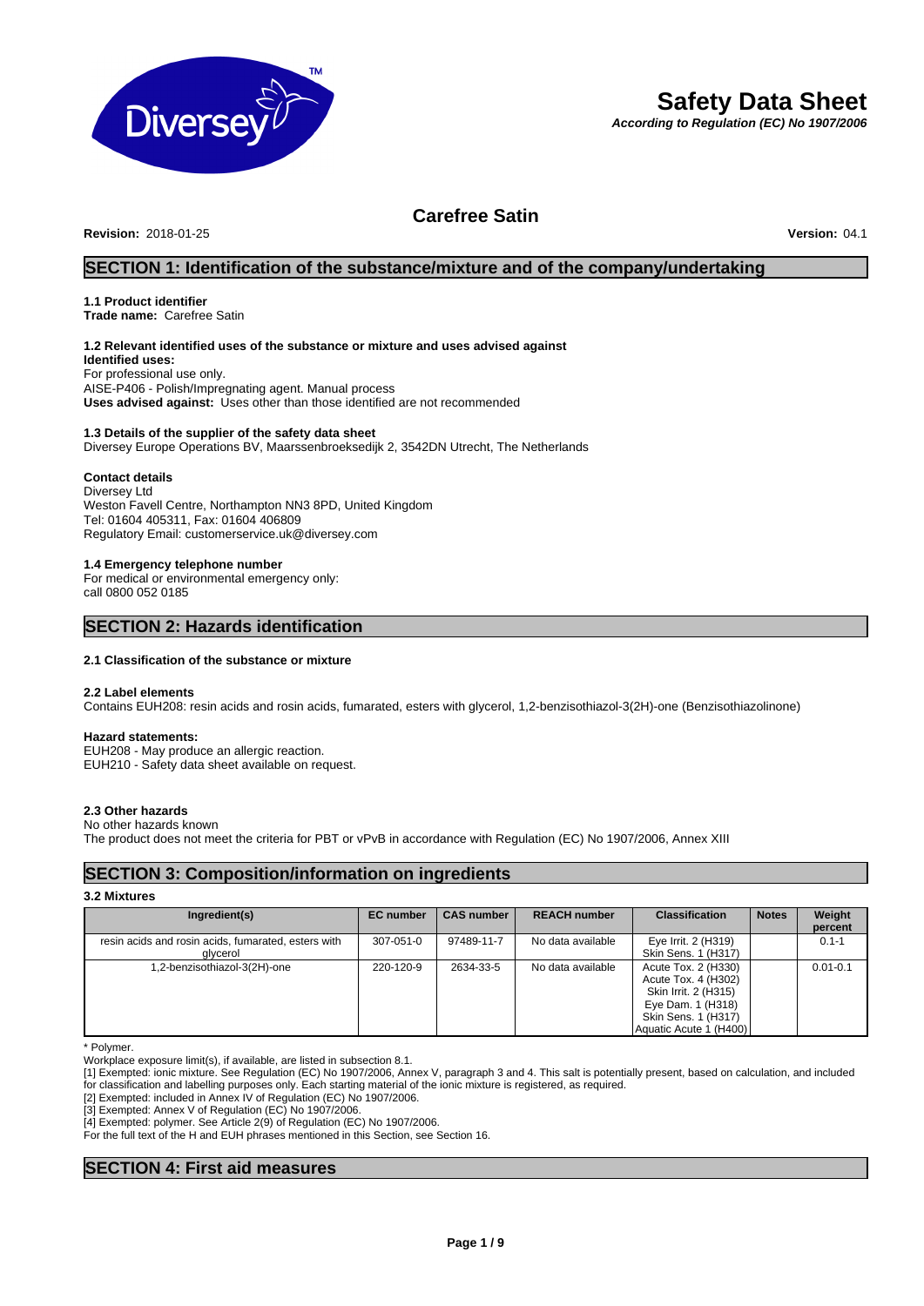# Safety Data Sheet

***According to Regulation (EC) No 1907/2006***

## Carefree Satin

**Revision:** 2018-01-25 **Version:** 04.1

## SECTION 1: Identification of the substance/mixture and of the company/undertaking

### 1.1 Product identifier

**Trade name:** Carefree Satin

### 1.2 Relevant identified uses of the substance or mixture and uses advised against

**Identified uses:**
For professional use only.
AISE-P406 - Polish/Impregnating agent. Manual process
**Uses advised against:** Uses other than those identified are not recommended

### 1.3 Details of the supplier of the safety data sheet

Diversey Europe Operations BV, Maarssenbroeksedijk 2, 3542DN Utrecht, The Netherlands

**Contact details**
Diversey Ltd
Weston Favell Centre, Northampton NN3 8PD, United Kingdom
Tel: 01604 405311, Fax: 01604 406809
Regulatory Email: customerservice.uk@diversey.com

### 1.4 Emergency telephone number

For medical or environmental emergency only:
call 0800 052 0185

## SECTION 2: Hazards identification

### 2.1 Classification of the substance or mixture

### 2.2 Label elements

Contains EUH208: resin acids and rosin acids, fumarated, esters with glycerol, 1,2-benzisothiazol-3(2H)-one (Benzisothiazolinone)

**Hazard statements:**
EUH208 - May produce an allergic reaction.
EUH210 - Safety data sheet available on request.

### 2.3 Other hazards

No other hazards known
The product does not meet the criteria for PBT or vPvB in accordance with Regulation (EC) No 1907/2006, Annex XIII

## SECTION 3: Composition/information on ingredients

### 3.2 Mixtures

| Ingredient(s) | EC number | CAS number | REACH number | Classification | Notes | Weight percent |
|---|---|---|---|---|---|---|
| resin acids and rosin acids, fumarated, esters with glycerol | 307-051-0 | 97489-11-7 | No data available | Eye Irrit. 2 (H319)<br>Skin Sens. 1 (H317) | | 0.1-1 |
| 1,2-benzisothiazol-3(2H)-one | 220-120-9 | 2634-33-5 | No data available | Acute Tox. 2 (H330)<br>Acute Tox. 4 (H302)<br>Skin Irrit. 2 (H315)<br>Eye Dam. 1 (H318)<br>Skin Sens. 1 (H317)<br>Aquatic Acute 1 (H400) | | 0.01-0.1 |

\* Polymer.
Workplace exposure limit(s), if available, are listed in subsection 8.1.
[1] Exempted: ionic mixture. See Regulation (EC) No 1907/2006, Annex V, paragraph 3 and 4. This salt is potentially present, based on calculation, and included for classification and labelling purposes only. Each starting material of the ionic mixture is registered, as required.
[2] Exempted: included in Annex IV of Regulation (EC) No 1907/2006.
[3] Exempted: Annex V of Regulation (EC) No 1907/2006.
[4] Exempted: polymer. See Article 2(9) of Regulation (EC) No 1907/2006.
For the full text of the H and EUH phrases mentioned in this Section, see Section 16.

## SECTION 4: First aid measures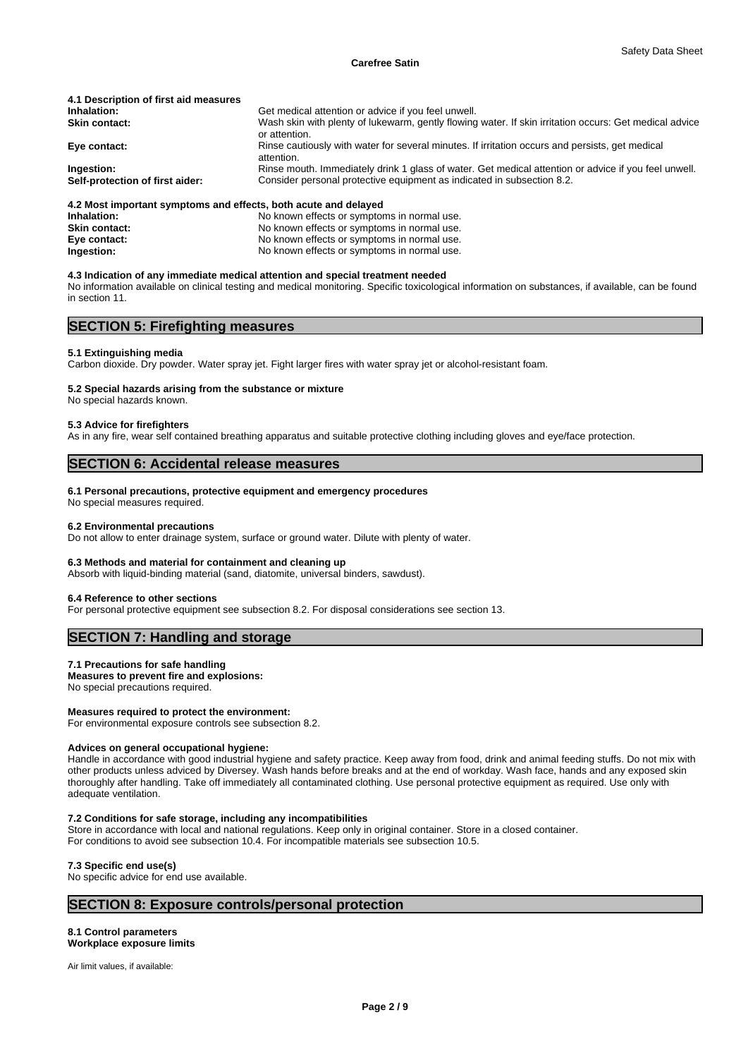### 4.1 Description of first aid measures

**Inhalation:** Get medical attention or advice if you feel unwell.

**Skin contact:** Wash skin with plenty of lukewarm, gently flowing water. If skin irritation occurs: Get medical advice or attention.

**Eye contact:** Rinse cautiously with water for several minutes. If irritation occurs and persists, get medical attention.

**Ingestion:** Rinse mouth. Immediately drink 1 glass of water. Get medical attention or advice if you feel unwell.

**Self-protection of first aider:** Consider personal protective equipment as indicated in subsection 8.2.

### 4.2 Most important symptoms and effects, both acute and delayed

**Inhalation:** No known effects or symptoms in normal use.

**Skin contact:** No known effects or symptoms in normal use.

**Eye contact:** No known effects or symptoms in normal use.

**Ingestion:** No known effects or symptoms in normal use.

### 4.3 Indication of any immediate medical attention and special treatment needed

No information available on clinical testing and medical monitoring. Specific toxicological information on substances, if available, can be found in section 11.

## SECTION 5: Firefighting measures

### 5.1 Extinguishing media

Carbon dioxide. Dry powder. Water spray jet. Fight larger fires with water spray jet or alcohol-resistant foam.

### 5.2 Special hazards arising from the substance or mixture

No special hazards known.

### 5.3 Advice for firefighters

As in any fire, wear self contained breathing apparatus and suitable protective clothing including gloves and eye/face protection.

## SECTION 6: Accidental release measures

### 6.1 Personal precautions, protective equipment and emergency procedures

No special measures required.

### 6.2 Environmental precautions

Do not allow to enter drainage system, surface or ground water. Dilute with plenty of water.

### 6.3 Methods and material for containment and cleaning up

Absorb with liquid-binding material (sand, diatomite, universal binders, sawdust).

### 6.4 Reference to other sections

For personal protective equipment see subsection 8.2. For disposal considerations see section 13.

## SECTION 7: Handling and storage

### 7.1 Precautions for safe handling

**Measures to prevent fire and explosions:**

No special precautions required.

**Measures required to protect the environment:**

For environmental exposure controls see subsection 8.2.

**Advices on general occupational hygiene:**

Handle in accordance with good industrial hygiene and safety practice. Keep away from food, drink and animal feeding stuffs. Do not mix with other products unless adviced by Diversey. Wash hands before breaks and at the end of workday. Wash face, hands and any exposed skin thoroughly after handling. Take off immediately all contaminated clothing. Use personal protective equipment as required. Use only with adequate ventilation.

### 7.2 Conditions for safe storage, including any incompatibilities

Store in accordance with local and national regulations. Keep only in original container. Store in a closed container.
For conditions to avoid see subsection 10.4. For incompatible materials see subsection 10.5.

### 7.3 Specific end use(s)

No specific advice for end use available.

## SECTION 8: Exposure controls/personal protection

### 8.1 Control parameters

**Workplace exposure limits**

Air limit values, if available: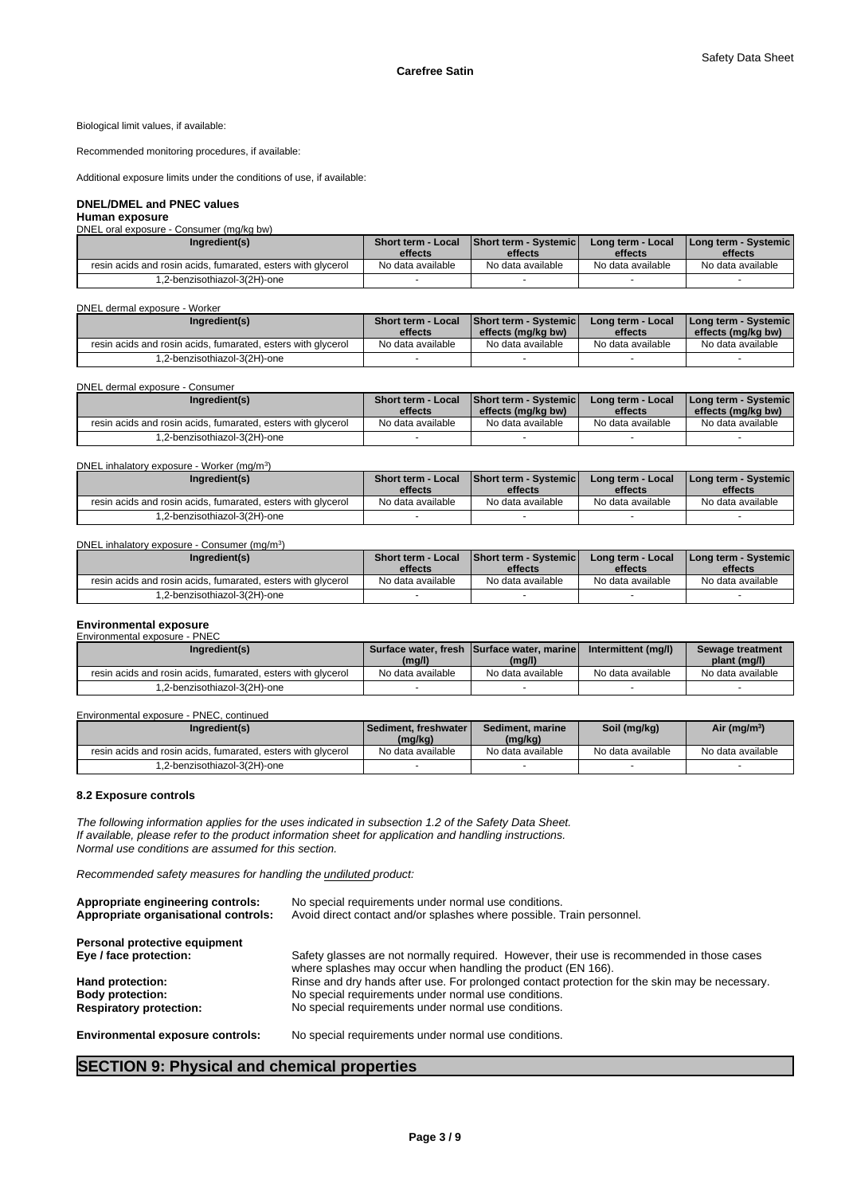Biological limit values, if available:

Recommended monitoring procedures, if available:

Additional exposure limits under the conditions of use, if available:

### DNEL/DMEL and PNEC values

**Human exposure**

DNEL oral exposure - Consumer (mg/kg bw)

| Ingredient(s) | Short term - Local effects | Short term - Systemic effects | Long term - Local effects | Long term - Systemic effects |
|---|---|---|---|---|
| resin acids and rosin acids, fumarated, esters with glycerol | No data available | No data available | No data available | No data available |
| 1,2-benzisothiazol-3(2H)-one | - | - | - | - |

DNEL dermal exposure - Worker

| Ingredient(s) | Short term - Local effects | Short term - Systemic effects (mg/kg bw) | Long term - Local effects | Long term - Systemic effects (mg/kg bw) |
|---|---|---|---|---|
| resin acids and rosin acids, fumarated, esters with glycerol | No data available | No data available | No data available | No data available |
| 1,2-benzisothiazol-3(2H)-one | - | - | - | - |

DNEL dermal exposure - Consumer

| Ingredient(s) | Short term - Local effects | Short term - Systemic effects (mg/kg bw) | Long term - Local effects | Long term - Systemic effects (mg/kg bw) |
|---|---|---|---|---|
| resin acids and rosin acids, fumarated, esters with glycerol | No data available | No data available | No data available | No data available |
| 1,2-benzisothiazol-3(2H)-one | - | - | - | - |

DNEL inhalatory exposure - Worker (mg/m³)

| Ingredient(s) | Short term - Local effects | Short term - Systemic effects | Long term - Local effects | Long term - Systemic effects |
|---|---|---|---|---|
| resin acids and rosin acids, fumarated, esters with glycerol | No data available | No data available | No data available | No data available |
| 1,2-benzisothiazol-3(2H)-one | - | - | - | - |

DNEL inhalatory exposure - Consumer (mg/m³)

| Ingredient(s) | Short term - Local effects | Short term - Systemic effects | Long term - Local effects | Long term - Systemic effects |
|---|---|---|---|---|
| resin acids and rosin acids, fumarated, esters with glycerol | No data available | No data available | No data available | No data available |
| 1,2-benzisothiazol-3(2H)-one | - | - | - | - |

**Environmental exposure**

Environmental exposure - PNEC

| Ingredient(s) | Surface water, fresh (mg/l) | Surface water, marine (mg/l) | Intermittent (mg/l) | Sewage treatment plant (mg/l) |
|---|---|---|---|---|
| resin acids and rosin acids, fumarated, esters with glycerol | No data available | No data available | No data available | No data available |
| 1,2-benzisothiazol-3(2H)-one | - | - | - | - |

Environmental exposure - PNEC, continued

| Ingredient(s) | Sediment, freshwater (mg/kg) | Sediment, marine (mg/kg) | Soil (mg/kg) | Air (mg/m³) |
|---|---|---|---|---|
| resin acids and rosin acids, fumarated, esters with glycerol | No data available | No data available | No data available | No data available |
| 1,2-benzisothiazol-3(2H)-one | - | - | - | - |

### 8.2 Exposure controls

*The following information applies for the uses indicated in subsection 1.2 of the Safety Data Sheet. If available, please refer to the product information sheet for application and handling instructions. Normal use conditions are assumed for this section.*

*Recommended safety measures for handling the undiluted product:*

**Appropriate engineering controls:** No special requirements under normal use conditions.
**Appropriate organisational controls:** Avoid direct contact and/or splashes where possible. Train personnel.

**Personal protective equipment**
**Eye / face protection:** Safety glasses are not normally required. However, their use is recommended in those cases where splashes may occur when handling the product (EN 166).
**Hand protection:** Rinse and dry hands after use. For prolonged contact protection for the skin may be necessary.
**Body protection:** No special requirements under normal use conditions.
**Respiratory protection:** No special requirements under normal use conditions.

**Environmental exposure controls:** No special requirements under normal use conditions.

## SECTION 9: Physical and chemical properties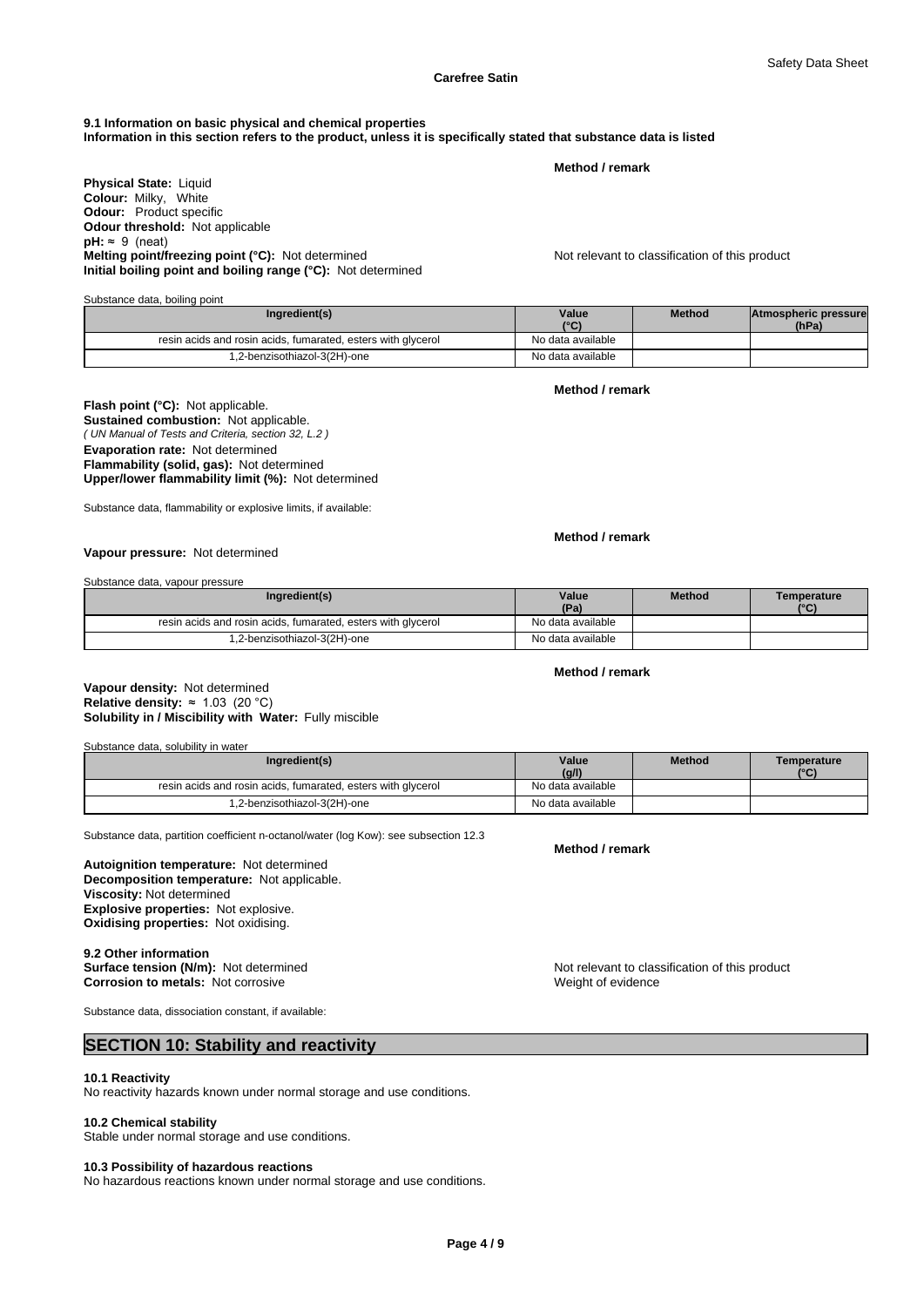### 9.1 Information on basic physical and chemical properties

**Information in this section refers to the product, unless it is specifically stated that substance data is listed**

**Method / remark**

**Physical State:** Liquid
**Colour:** Milky, White
**Odour:** Product specific
**Odour threshold:** Not applicable
**pH:** ≈ 9 (neat)
**Melting point/freezing point (°C):** Not determined — Not relevant to classification of this product
**Initial boiling point and boiling range (°C):** Not determined

Substance data, boiling point

| Ingredient(s) | Value (°C) | Method | Atmospheric pressure (hPa) |
|---|---|---|---|
| resin acids and rosin acids, fumarated, esters with glycerol | No data available | | |
| 1,2-benzisothiazol-3(2H)-one | No data available | | |

**Method / remark**

**Flash point (°C):** Not applicable.
**Sustained combustion:** Not applicable.
*( UN Manual of Tests and Criteria, section 32, L.2 )*
**Evaporation rate:** Not determined
**Flammability (solid, gas):** Not determined
**Upper/lower flammability limit (%):** Not determined

Substance data, flammability or explosive limits, if available:

**Method / remark**

**Vapour pressure:** Not determined

Substance data, vapour pressure

| Ingredient(s) | Value (Pa) | Method | Temperature (°C) |
|---|---|---|---|
| resin acids and rosin acids, fumarated, esters with glycerol | No data available | | |
| 1,2-benzisothiazol-3(2H)-one | No data available | | |

**Method / remark**

**Vapour density:** Not determined
**Relative density:** ≈ 1.03 (20 °C)
**Solubility in / Miscibility with Water:** Fully miscible

Substance data, solubility in water

| Ingredient(s) | Value (g/l) | Method | Temperature (°C) |
|---|---|---|---|
| resin acids and rosin acids, fumarated, esters with glycerol | No data available | | |
| 1,2-benzisothiazol-3(2H)-one | No data available | | |

Substance data, partition coefficient n-octanol/water (log Kow): see subsection 12.3

**Method / remark**

**Autoignition temperature:** Not determined
**Decomposition temperature:** Not applicable.
**Viscosity:** Not determined
**Explosive properties:** Not explosive.
**Oxidising properties:** Not oxidising.

### 9.2 Other information

**Surface tension (N/m):** Not determined — Not relevant to classification of this product
**Corrosion to metals:** Not corrosive — Weight of evidence

Substance data, dissociation constant, if available:

## SECTION 10: Stability and reactivity

### 10.1 Reactivity

No reactivity hazards known under normal storage and use conditions.

### 10.2 Chemical stability

Stable under normal storage and use conditions.

### 10.3 Possibility of hazardous reactions

No hazardous reactions known under normal storage and use conditions.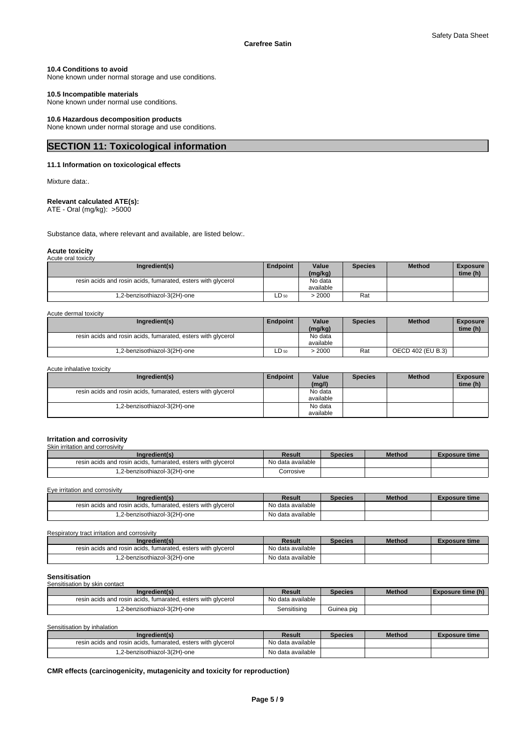#### 10.4 Conditions to avoid

None known under normal storage and use conditions.

#### 10.5 Incompatible materials

None known under normal use conditions.

#### 10.6 Hazardous decomposition products

None known under normal storage and use conditions.

## SECTION 11: Toxicological information

#### 11.1 Information on toxicological effects

Mixture data:.

**Relevant calculated ATE(s):**
ATE - Oral (mg/kg): >5000

Substance data, where relevant and available, are listed below:.

**Acute toxicity**

Acute oral toxicity

| Ingredient(s) | Endpoint | Value (mg/kg) | Species | Method | Exposure time (h) |
|---|---|---|---|---|---|
| resin acids and rosin acids, fumarated, esters with glycerol | | No data available | | | |
| 1,2-benzisothiazol-3(2H)-one | $LD_{50}$ | > 2000 | Rat | | |

Acute dermal toxicity

| Ingredient(s) | Endpoint | Value (mg/kg) | Species | Method | Exposure time (h) |
|---|---|---|---|---|---|
| resin acids and rosin acids, fumarated, esters with glycerol | | No data available | | | |
| 1,2-benzisothiazol-3(2H)-one | $LD_{50}$ | > 2000 | Rat | OECD 402 (EU B.3) | |

Acute inhalative toxicity

| Ingredient(s) | Endpoint | Value (mg/l) | Species | Method | Exposure time (h) |
|---|---|---|---|---|---|
| resin acids and rosin acids, fumarated, esters with glycerol | | No data available | | | |
| 1,2-benzisothiazol-3(2H)-one | | No data available | | | |

**Irritation and corrosivity**

Skin irritation and corrosivity

| Ingredient(s) | Result | Species | Method | Exposure time |
|---|---|---|---|---|
| resin acids and rosin acids, fumarated, esters with glycerol | No data available | | | |
| 1,2-benzisothiazol-3(2H)-one | Corrosive | | | |

Eye irritation and corrosivity

| Ingredient(s) | Result | Species | Method | Exposure time |
|---|---|---|---|---|
| resin acids and rosin acids, fumarated, esters with glycerol | No data available | | | |
| 1,2-benzisothiazol-3(2H)-one | No data available | | | |

Respiratory tract irritation and corrosivity

| Ingredient(s) | Result | Species | Method | Exposure time |
|---|---|---|---|---|
| resin acids and rosin acids, fumarated, esters with glycerol | No data available | | | |
| 1,2-benzisothiazol-3(2H)-one | No data available | | | |

**Sensitisation**

Sensitisation by skin contact

| Ingredient(s) | Result | Species | Method | Exposure time (h) |
|---|---|---|---|---|
| resin acids and rosin acids, fumarated, esters with glycerol | No data available | | | |
| 1,2-benzisothiazol-3(2H)-one | Sensitising | Guinea pig | | |

Sensitisation by inhalation

| Ingredient(s) | Result | Species | Method | Exposure time |
|---|---|---|---|---|
| resin acids and rosin acids, fumarated, esters with glycerol | No data available | | | |
| 1,2-benzisothiazol-3(2H)-one | No data available | | | |

**CMR effects (carcinogenicity, mutagenicity and toxicity for reproduction)**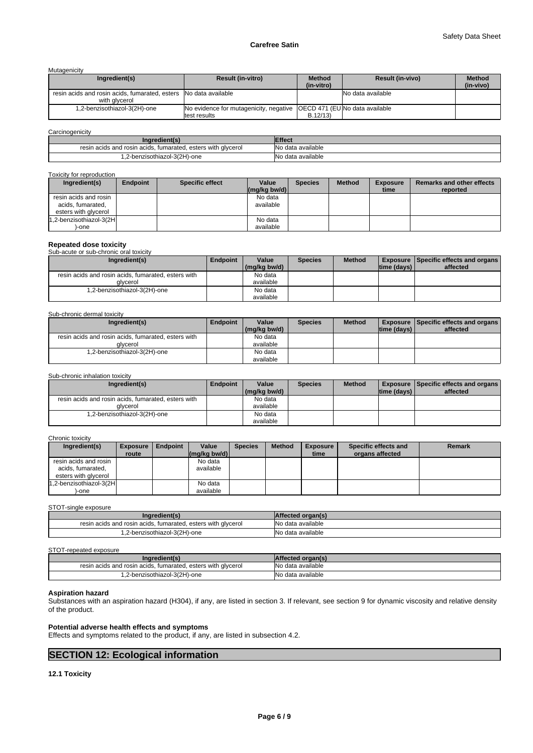Mutagenicity

| Ingredient(s) | Result (in-vitro) | Method (in-vitro) | Result (in-vivo) | Method (in-vivo) |
|---|---|---|---|---|
| resin acids and rosin acids, fumarated, esters with glycerol | No data available | | No data available | |
| 1,2-benzisothiazol-3(2H)-one | No evidence for mutagenicity, negative test results | OECD 471 (EU B.12/13) | No data available | |

Carcinogenicity

| Ingredient(s) | Effect |
|---|---|
| resin acids and rosin acids, fumarated, esters with glycerol | No data available |
| 1,2-benzisothiazol-3(2H)-one | No data available |

Toxicity for reproduction

| Ingredient(s) | Endpoint | Specific effect | Value (mg/kg bw/d) | Species | Method | Exposure time | Remarks and other effects reported |
|---|---|---|---|---|---|---|---|
| resin acids and rosin acids, fumarated, esters with glycerol | | | No data available | | | | |
| 1,2-benzisothiazol-3(2H)-one | | | No data available | | | | |

**Repeated dose toxicity**

Sub-acute or sub-chronic oral toxicity

| Ingredient(s) | Endpoint | Value (mg/kg bw/d) | Species | Method | Exposure time (days) | Specific effects and organs affected |
|---|---|---|---|---|---|---|
| resin acids and rosin acids, fumarated, esters with glycerol | | No data available | | | | |
| 1,2-benzisothiazol-3(2H)-one | | No data available | | | | |

Sub-chronic dermal toxicity

| Ingredient(s) | Endpoint | Value (mg/kg bw/d) | Species | Method | Exposure time (days) | Specific effects and organs affected |
|---|---|---|---|---|---|---|
| resin acids and rosin acids, fumarated, esters with glycerol | | No data available | | | | |
| 1,2-benzisothiazol-3(2H)-one | | No data available | | | | |

Sub-chronic inhalation toxicity

| Ingredient(s) | Endpoint | Value (mg/kg bw/d) | Species | Method | Exposure time (days) | Specific effects and organs affected |
|---|---|---|---|---|---|---|
| resin acids and rosin acids, fumarated, esters with glycerol | | No data available | | | | |
| 1,2-benzisothiazol-3(2H)-one | | No data available | | | | |

Chronic toxicity

| Ingredient(s) | Exposure route | Endpoint | Value (mg/kg bw/d) | Species | Method | Exposure time | Specific effects and organs affected | Remark |
|---|---|---|---|---|---|---|---|---|
| resin acids and rosin acids, fumarated, esters with glycerol | | | No data available | | | | | |
| 1,2-benzisothiazol-3(2H)-one | | | No data available | | | | | |

STOT-single exposure

| Ingredient(s) | Affected organ(s) |
|---|---|
| resin acids and rosin acids, fumarated, esters with glycerol | No data available |
| 1,2-benzisothiazol-3(2H)-one | No data available |

STOT-repeated exposure

| Ingredient(s) | Affected organ(s) |
|---|---|
| resin acids and rosin acids, fumarated, esters with glycerol | No data available |
| 1,2-benzisothiazol-3(2H)-one | No data available |

**Aspiration hazard**

Substances with an aspiration hazard (H304), if any, are listed in section 3. If relevant, see section 9 for dynamic viscosity and relative density of the product.

**Potential adverse health effects and symptoms**

Effects and symptoms related to the product, if any, are listed in subsection 4.2.

## SECTION 12: Ecological information

**12.1 Toxicity**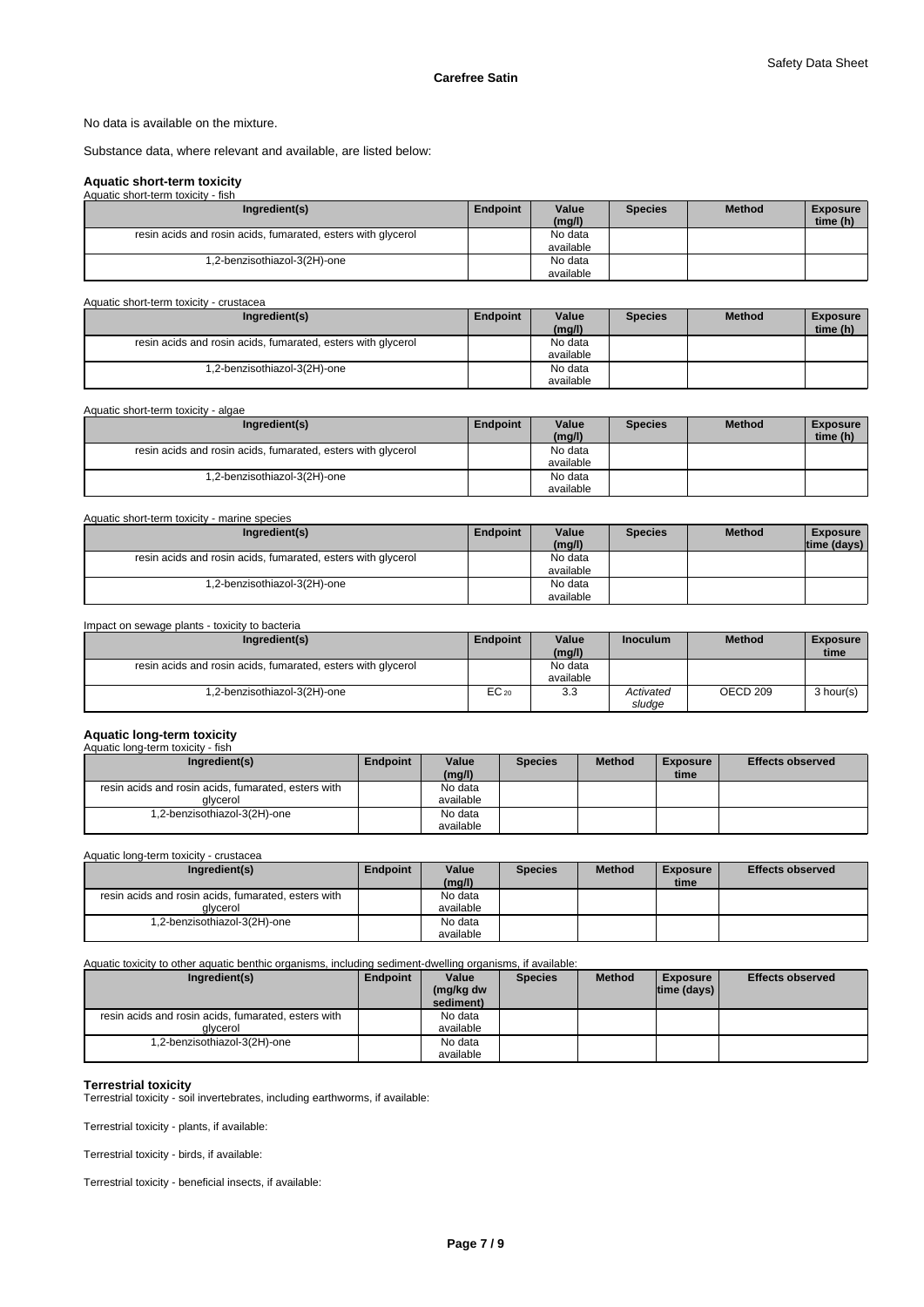No data is available on the mixture.

Substance data, where relevant and available, are listed below:

### Aquatic short-term toxicity

Aquatic short-term toxicity - fish

| Ingredient(s) | Endpoint | Value (mg/l) | Species | Method | Exposure time (h) |
|---|---|---|---|---|---|
| resin acids and rosin acids, fumarated, esters with glycerol | | No data available | | | |
| 1,2-benzisothiazol-3(2H)-one | | No data available | | | |

Aquatic short-term toxicity - crustacea

| Ingredient(s) | Endpoint | Value (mg/l) | Species | Method | Exposure time (h) |
|---|---|---|---|---|---|
| resin acids and rosin acids, fumarated, esters with glycerol | | No data available | | | |
| 1,2-benzisothiazol-3(2H)-one | | No data available | | | |

Aquatic short-term toxicity - algae

| Ingredient(s) | Endpoint | Value (mg/l) | Species | Method | Exposure time (h) |
|---|---|---|---|---|---|
| resin acids and rosin acids, fumarated, esters with glycerol | | No data available | | | |
| 1,2-benzisothiazol-3(2H)-one | | No data available | | | |

Aquatic short-term toxicity - marine species

| Ingredient(s) | Endpoint | Value (mg/l) | Species | Method | Exposure time (days) |
|---|---|---|---|---|---|
| resin acids and rosin acids, fumarated, esters with glycerol | | No data available | | | |
| 1,2-benzisothiazol-3(2H)-one | | No data available | | | |

Impact on sewage plants - toxicity to bacteria

| Ingredient(s) | Endpoint | Value (mg/l) | Inoculum | Method | Exposure time |
|---|---|---|---|---|---|
| resin acids and rosin acids, fumarated, esters with glycerol | | No data available | | | |
| 1,2-benzisothiazol-3(2H)-one | $EC_{20}$ | 3.3 | *Activated sludge* | OECD 209 | 3 hour(s) |

### Aquatic long-term toxicity

Aquatic long-term toxicity - fish

| Ingredient(s) | Endpoint | Value (mg/l) | Species | Method | Exposure time | Effects observed |
|---|---|---|---|---|---|---|
| resin acids and rosin acids, fumarated, esters with glycerol | | No data available | | | | |
| 1,2-benzisothiazol-3(2H)-one | | No data available | | | | |

Aquatic long-term toxicity - crustacea

| Ingredient(s) | Endpoint | Value (mg/l) | Species | Method | Exposure time | Effects observed |
|---|---|---|---|---|---|---|
| resin acids and rosin acids, fumarated, esters with glycerol | | No data available | | | | |
| 1,2-benzisothiazol-3(2H)-one | | No data available | | | | |

Aquatic toxicity to other aquatic benthic organisms, including sediment-dwelling organisms, if available:

| Ingredient(s) | Endpoint | Value (mg/kg dw sediment) | Species | Method | Exposure time (days) | Effects observed |
|---|---|---|---|---|---|---|
| resin acids and rosin acids, fumarated, esters with glycerol | | No data available | | | | |
| 1,2-benzisothiazol-3(2H)-one | | No data available | | | | |

### Terrestrial toxicity

Terrestrial toxicity - soil invertebrates, including earthworms, if available:

Terrestrial toxicity - plants, if available:

Terrestrial toxicity - birds, if available:

Terrestrial toxicity - beneficial insects, if available: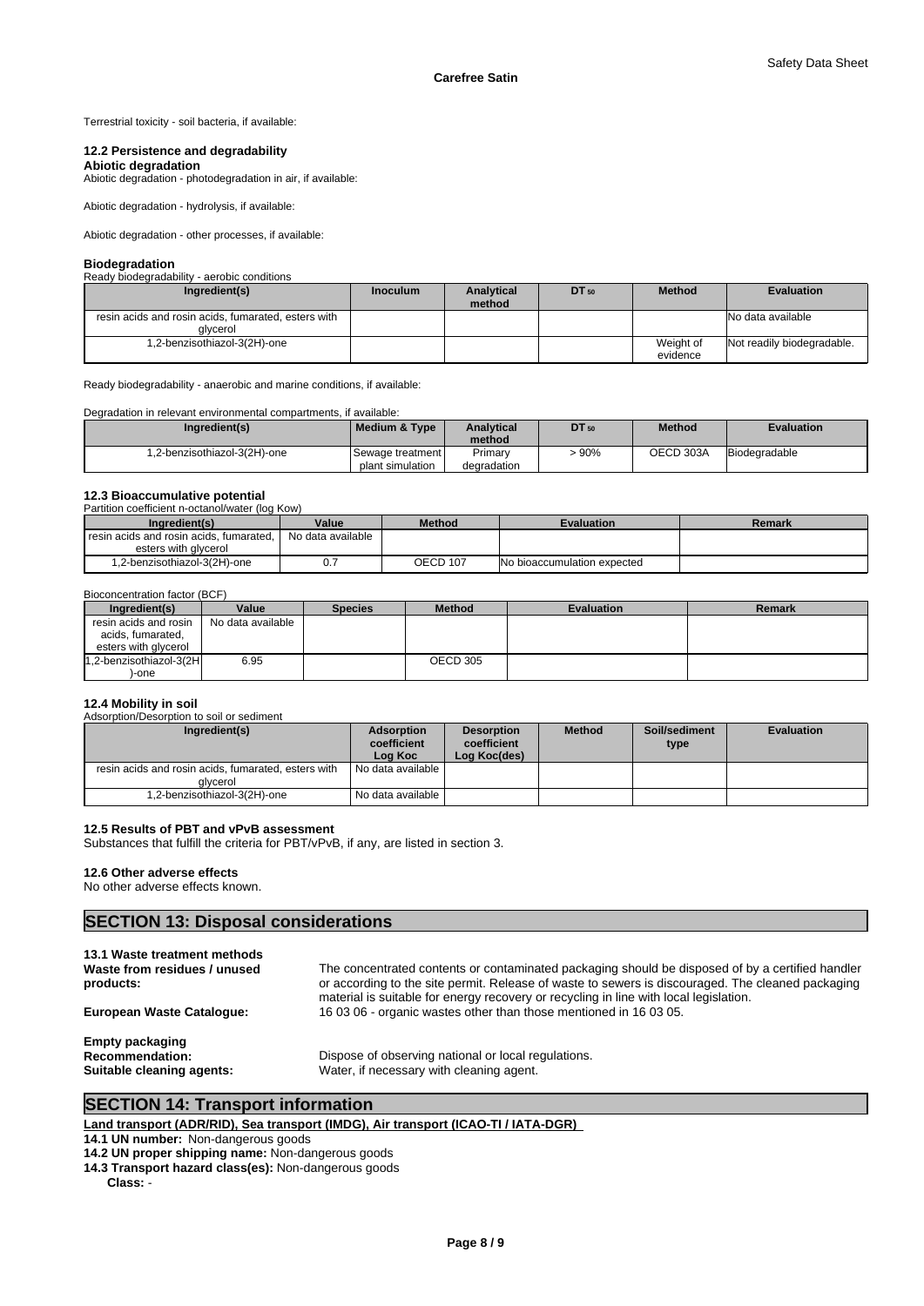Terrestrial toxicity - soil bacteria, if available:

### 12.2 Persistence and degradability

**Abiotic degradation**

Abiotic degradation - photodegradation in air, if available:

Abiotic degradation - hydrolysis, if available:

Abiotic degradation - other processes, if available:

**Biodegradation**

Ready biodegradability - aerobic conditions

| Ingredient(s) | Inoculum | Analytical method | $DT_{50}$ | Method | Evaluation |
|---|---|---|---|---|---|
| resin acids and rosin acids, fumarated, esters with glycerol | | | | | No data available |
| 1,2-benzisothiazol-3(2H)-one | | | | Weight of evidence | Not readily biodegradable. |

Ready biodegradability - anaerobic and marine conditions, if available:

Degradation in relevant environmental compartments, if available:

| Ingredient(s) | Medium & Type | Analytical method | $DT_{50}$ | Method | Evaluation |
|---|---|---|---|---|---|
| 1,2-benzisothiazol-3(2H)-one | Sewage treatment plant simulation | Primary degradation | > 90% | OECD 303A | Biodegradable |

### 12.3 Bioaccumulative potential

Partition coefficient n-octanol/water (log Kow)

| Ingredient(s) | Value | Method | Evaluation | Remark |
|---|---|---|---|---|
| resin acids and rosin acids, fumarated, esters with glycerol | No data available | | | |
| 1,2-benzisothiazol-3(2H)-one | 0.7 | OECD 107 | No bioaccumulation expected | |

Bioconcentration factor (BCF)

| Ingredient(s) | Value | Species | Method | Evaluation | Remark |
|---|---|---|---|---|---|
| resin acids and rosin acids, fumarated, esters with glycerol | No data available | | | | |
| 1,2-benzisothiazol-3(2H)-one | 6.95 | | OECD 305 | | |

### 12.4 Mobility in soil

Adsorption/Desorption to soil or sediment

| Ingredient(s) | Adsorption coefficient Log Koc | Desorption coefficient Log Koc(des) | Method | Soil/sediment type | Evaluation |
|---|---|---|---|---|---|
| resin acids and rosin acids, fumarated, esters with glycerol | No data available | | | | |
| 1,2-benzisothiazol-3(2H)-one | No data available | | | | |

### 12.5 Results of PBT and vPvB assessment

Substances that fulfill the criteria for PBT/vPvB, if any, are listed in section 3.

### 12.6 Other adverse effects

No other adverse effects known.

## SECTION 13: Disposal considerations

### 13.1 Waste treatment methods

**Waste from residues / unused products:** The concentrated contents or contaminated packaging should be disposed of by a certified handler or according to the site permit. Release of waste to sewers is discouraged. The cleaned packaging material is suitable for energy recovery or recycling in line with local legislation.

**European Waste Catalogue:** 16 03 06 - organic wastes other than those mentioned in 16 03 05.

**Empty packaging**

**Recommendation:** Dispose of observing national or local regulations.

**Suitable cleaning agents:** Water, if necessary with cleaning agent.

## SECTION 14: Transport information

**Land transport (ADR/RID), Sea transport (IMDG), Air transport (ICAO-TI / IATA-DGR)**

**14.1 UN number:** Non-dangerous goods

**14.2 UN proper shipping name:** Non-dangerous goods

**14.3 Transport hazard class(es):** Non-dangerous goods

**Class:** -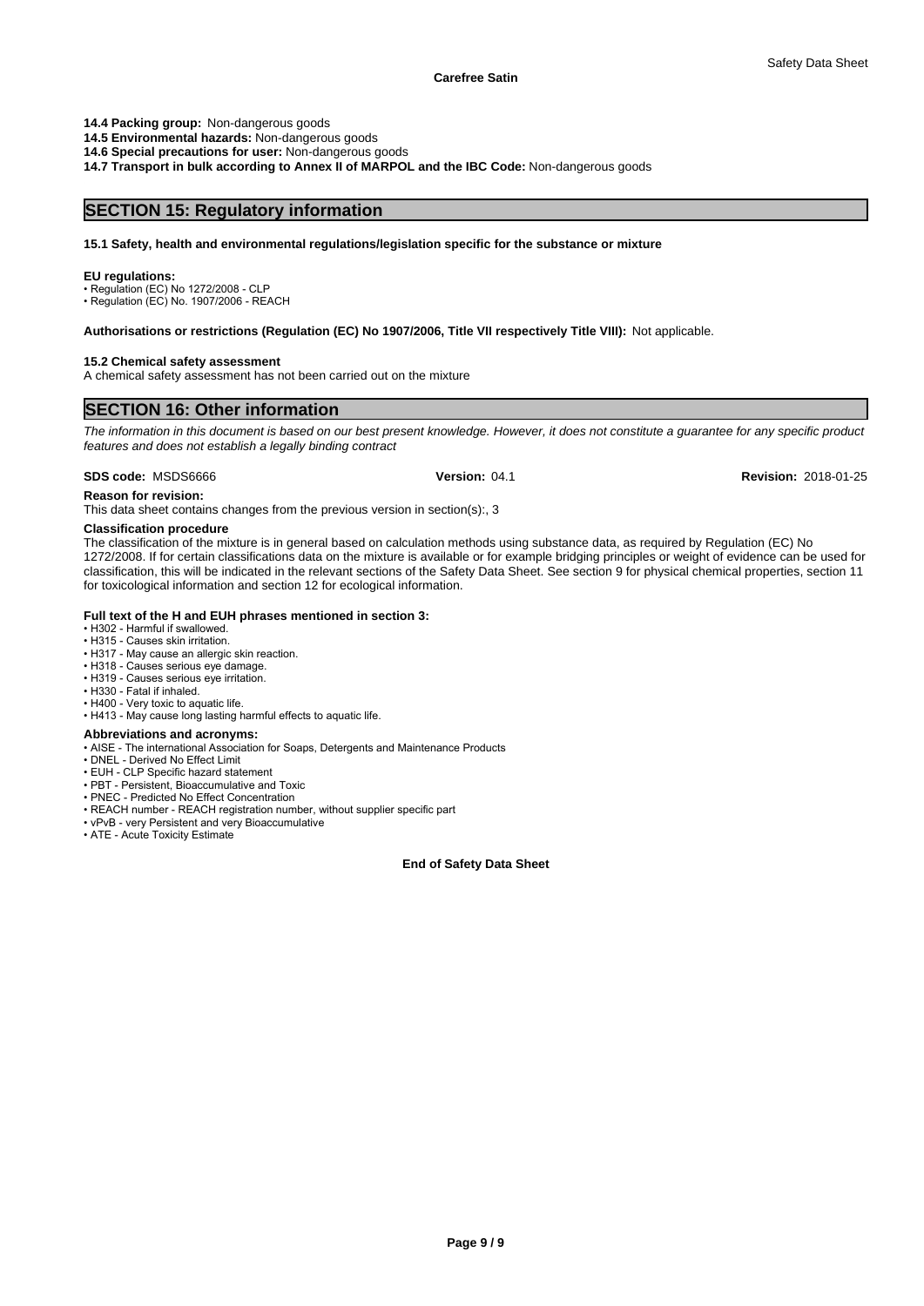**14.4 Packing group:** Non-dangerous goods
**14.5 Environmental hazards:** Non-dangerous goods
**14.6 Special precautions for user:** Non-dangerous goods
**14.7 Transport in bulk according to Annex II of MARPOL and the IBC Code:** Non-dangerous goods

## SECTION 15: Regulatory information

**15.1 Safety, health and environmental regulations/legislation specific for the substance or mixture**

**EU regulations:**
- Regulation (EC) No 1272/2008 - CLP
- Regulation (EC) No. 1907/2006 - REACH

**Authorisations or restrictions (Regulation (EC) No 1907/2006, Title VII respectively Title VIII):** Not applicable.

**15.2 Chemical safety assessment**
A chemical safety assessment has not been carried out on the mixture

## SECTION 16: Other information

*The information in this document is based on our best present knowledge. However, it does not constitute a guarantee for any specific product features and does not establish a legally binding contract*

**SDS code:** MSDS6666 **Version:** 04.1 **Revision:** 2018-01-25

**Reason for revision:**
This data sheet contains changes from the previous version in section(s):, 3

**Classification procedure**
The classification of the mixture is in general based on calculation methods using substance data, as required by Regulation (EC) No 1272/2008. If for certain classifications data on the mixture is available or for example bridging principles or weight of evidence can be used for classification, this will be indicated in the relevant sections of the Safety Data Sheet. See section 9 for physical chemical properties, section 11 for toxicological information and section 12 for ecological information.

**Full text of the H and EUH phrases mentioned in section 3:**
- H302 - Harmful if swallowed.
- H315 - Causes skin irritation.
- H317 - May cause an allergic skin reaction.
- H318 - Causes serious eye damage.
- H319 - Causes serious eye irritation.
- H330 - Fatal if inhaled.
- H400 - Very toxic to aquatic life.
- H413 - May cause long lasting harmful effects to aquatic life.

**Abbreviations and acronyms:**
- AISE - The international Association for Soaps, Detergents and Maintenance Products
- DNEL - Derived No Effect Limit
- EUH - CLP Specific hazard statement
- PBT - Persistent, Bioaccumulative and Toxic
- PNEC - Predicted No Effect Concentration
- REACH number - REACH registration number, without supplier specific part
- vPvB - very Persistent and very Bioaccumulative
- ATE - Acute Toxicity Estimate

**End of Safety Data Sheet**